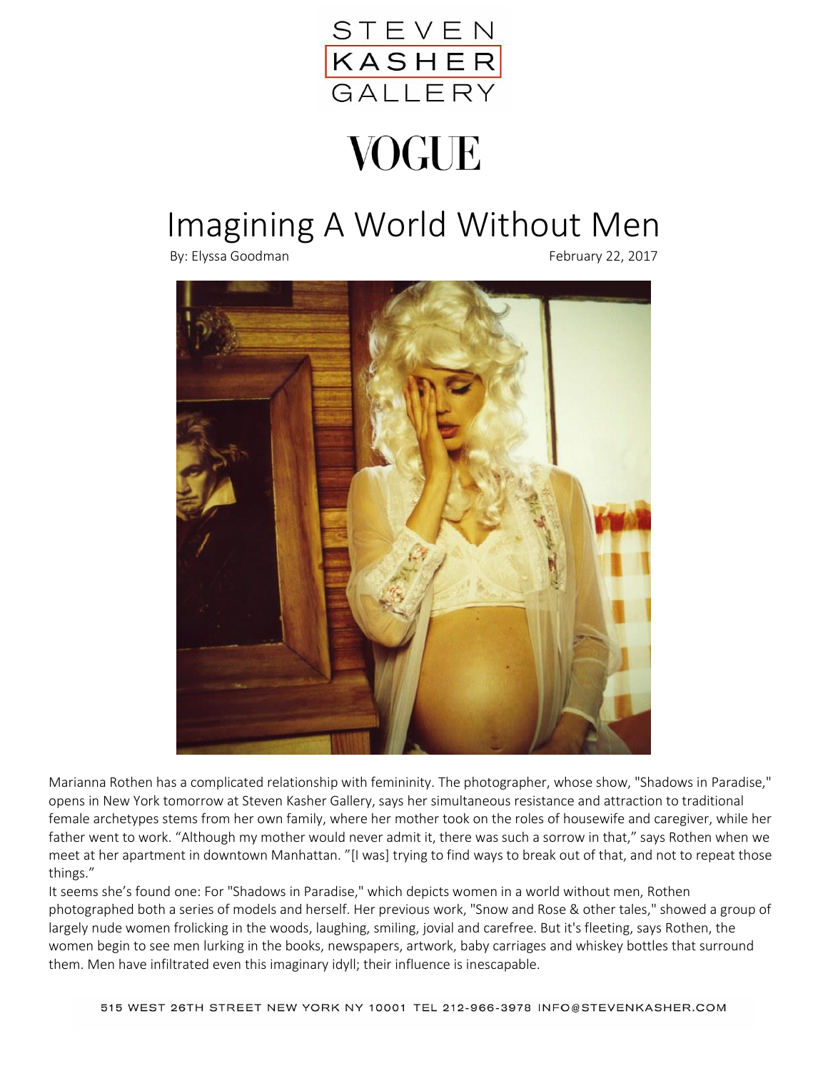STEVEN KASHER GALLERY

VOGUE

# Imagining A World Without Men

By: Elyssa Goodman

February 22, 2017

Marianna Rothen has a complicated relationship with femininity. The photographer, whose show, "Shadows in Paradise," opens in New York tomorrow at Steven Kasher Gallery, says her simultaneous resistance and attraction to traditional female archetypes stems from her own family, where her mother took on the roles of housewife and caregiver, while her father went to work. "Although my mother would never admit it, there was such a sorrow in that," says Rothen when we meet at her apartment in downtown Manhattan. "[I was] trying to find ways to break out of that, and not to repeat those things."

It seems she's found one: For "Shadows in Paradise," which depicts women in a world without men, Rothen photographed both a series of models and herself. Her previous work, "Snow and Rose & other tales," showed a group of largely nude women frolicking in the woods, laughing, smiling, jovial and carefree. But it's fleeting, says Rothen, the women begin to see men lurking in the books, newspapers, artwork, baby carriages and whiskey bottles that surround them. Men have infiltrated even this imaginary idyll; their influence is inescapable.

515 WEST 26TH STREET NEW YORK NY 10001 TEL 212-966-3978 INFO@STEVENKASHER.COM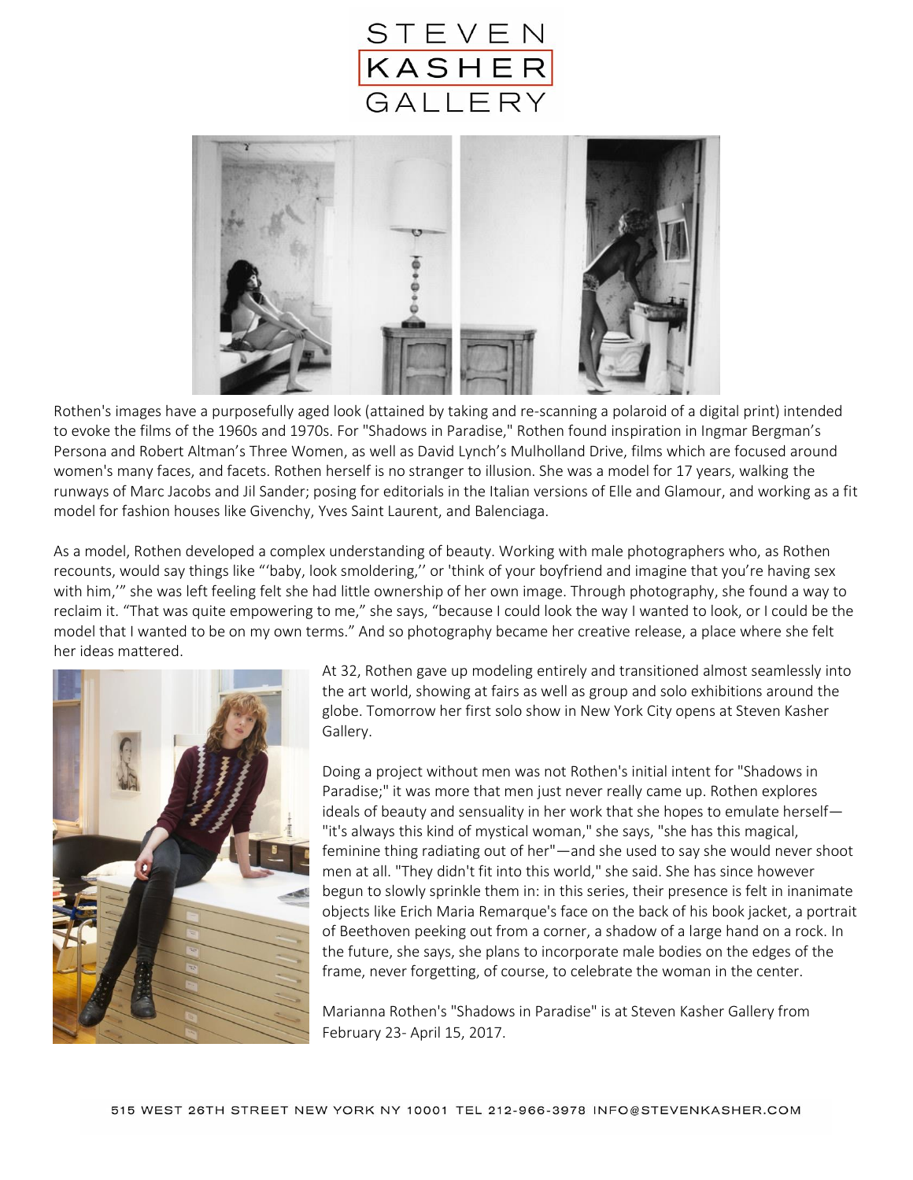STEVEN KASHER GALLERY

Rothen's images have a purposefully aged look (attained by taking and re-scanning a polaroid of a digital print) intended to evoke the films of the 1960s and 1970s. For "Shadows in Paradise," Rothen found inspiration in Ingmar Bergman's Persona and Robert Altman's Three Women, as well as David Lynch's Mulholland Drive, films which are focused around women's many faces, and facets. Rothen herself is no stranger to illusion. She was a model for 17 years, walking the runways of Marc Jacobs and Jil Sander; posing for editorials in the Italian versions of Elle and Glamour, and working as a fit model for fashion houses like Givenchy, Yves Saint Laurent, and Balenciaga.

As a model, Rothen developed a complex understanding of beauty. Working with male photographers who, as Rothen recounts, would say things like "'baby, look smoldering,'' or 'think of your boyfriend and imagine that you're having sex with him,'" she was left feeling felt she had little ownership of her own image. Through photography, she found a way to reclaim it. "That was quite empowering to me," she says, "because I could look the way I wanted to look, or I could be the model that I wanted to be on my own terms." And so photography became her creative release, a place where she felt her ideas mattered.

At 32, Rothen gave up modeling entirely and transitioned almost seamlessly into the art world, showing at fairs as well as group and solo exhibitions around the globe. Tomorrow her first solo show in New York City opens at Steven Kasher Gallery.

Doing a project without men was not Rothen's initial intent for "Shadows in Paradise;" it was more that men just never really came up. Rothen explores ideals of beauty and sensuality in her work that she hopes to emulate herself—"it's always this kind of mystical woman," she says, "she has this magical, feminine thing radiating out of her"—and she used to say she would never shoot men at all. "They didn't fit into this world," she said. She has since however begun to slowly sprinkle them in: in this series, their presence is felt in inanimate objects like Erich Maria Remarque's face on the back of his book jacket, a portrait of Beethoven peeking out from a corner, a shadow of a large hand on a rock. In the future, she says, she plans to incorporate male bodies on the edges of the frame, never forgetting, of course, to celebrate the woman in the center.

Marianna Rothen's "Shadows in Paradise" is at Steven Kasher Gallery from February 23- April 15, 2017.

515 WEST 26TH STREET NEW YORK NY 10001 TEL 212-966-3978 INFO@STEVENKASHER.COM